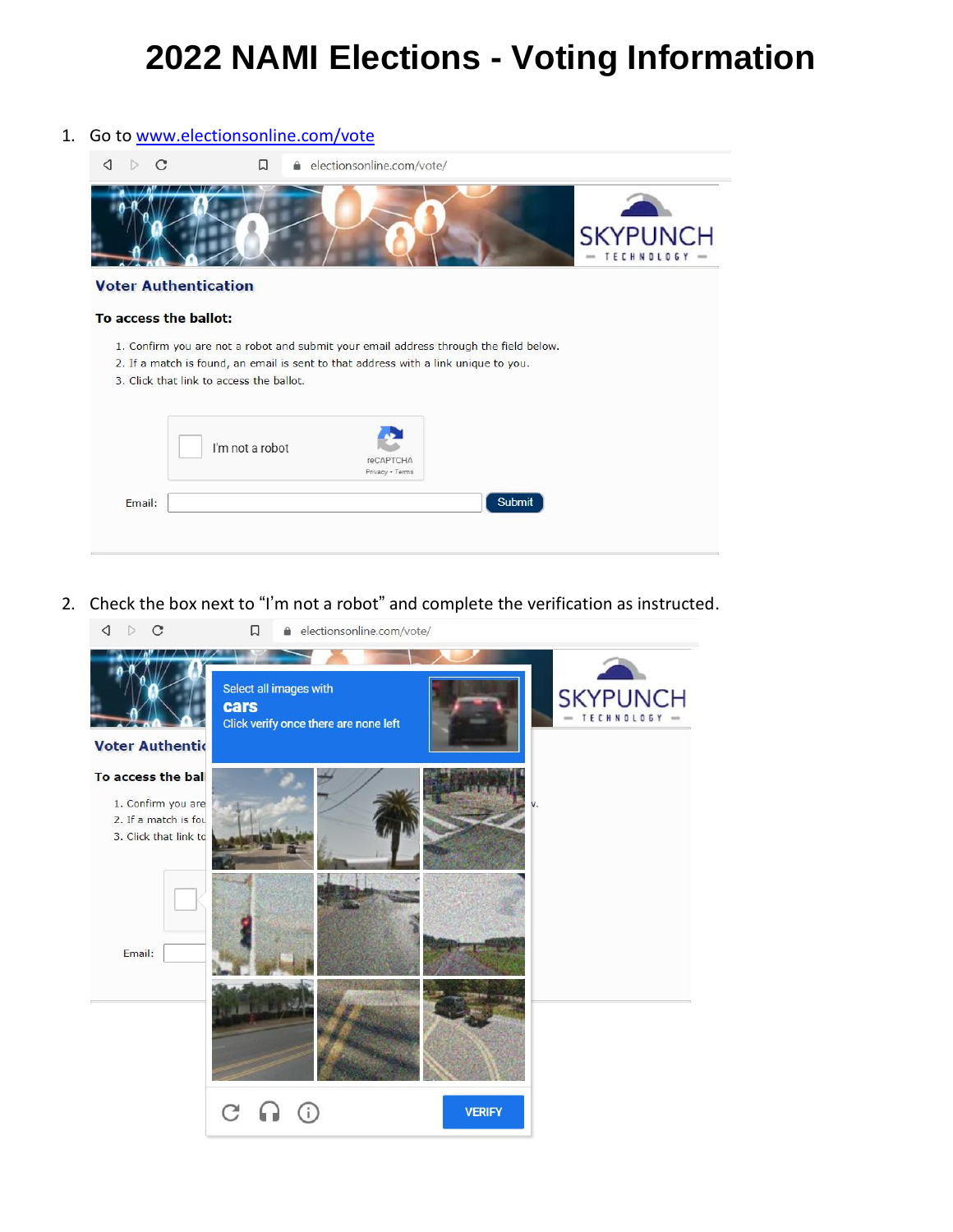# 2022 NAMI Elections - Voting Information

1. Go to [www.electionsonline.com/vote](http://www.electionsonline.com/vote)

2. Check the box next to "I'm not a robot" and complete the verification as instructed.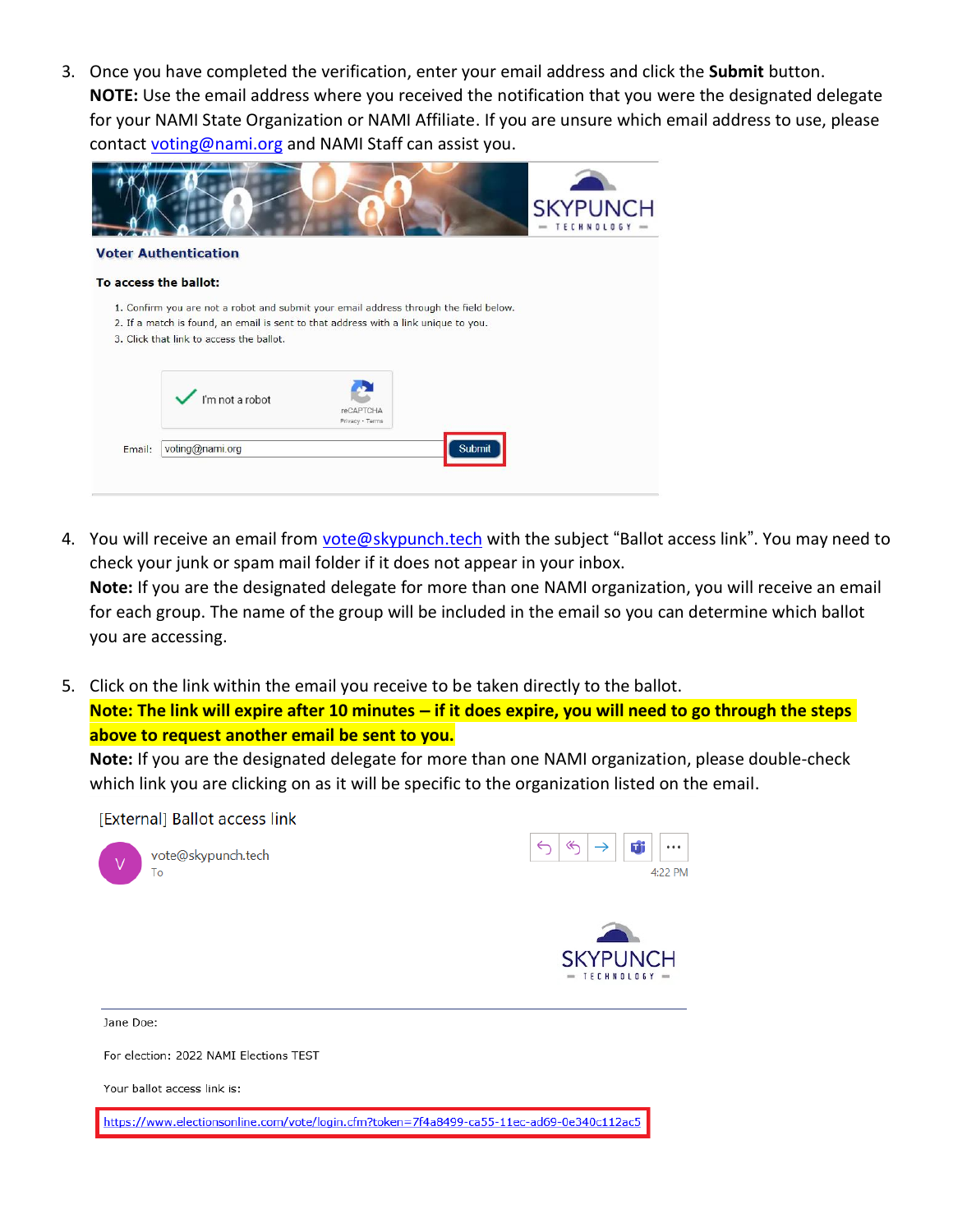3. Once you have completed the verification, enter your email address and click the **Submit** button.
   **NOTE:** Use the email address where you received the notification that you were the designated delegate for your NAMI State Organization or NAMI Affiliate. If you are unsure which email address to use, please contact voting@nami.org and NAMI Staff can assist you.

   SKYPUNCH TECHNOLOGY

   **Voter Authentication**

   **To access the ballot:**

   1. Confirm you are not a robot and submit your email address through the field below.
   2. If a match is found, an email is sent to that address with a link unique to you.
   3. Click that link to access the ballot.

   I'm not a robot — reCAPTCHA Privacy - Terms

   Email: voting@nami.org [Submit]

4. You will receive an email from vote@skypunch.tech with the subject "Ballot access link". You may need to check your junk or spam mail folder if it does not appear in your inbox.
   **Note:** If you are the designated delegate for more than one NAMI organization, you will receive an email for each group. The name of the group will be included in the email so you can determine which ballot you are accessing.

5. Click on the link within the email you receive to be taken directly to the ballot.
   **Note: The link will expire after 10 minutes – if it does expire, you will need to go through the steps above to request another email be sent to you.**
   **Note:** If you are the designated delegate for more than one NAMI organization, please double-check which link you are clicking on as it will be specific to the organization listed on the email.

   [External] Ballot access link

   vote@skypunch.tech
   To
   4:22 PM

   SKYPUNCH TECHNOLOGY

   Jane Doe:

   For election: 2022 NAMI Elections TEST

   Your ballot access link is:

   https://www.electionsonline.com/vote/login.cfm?token=7f4a8499-ca55-11ec-ad69-0e340c112ac5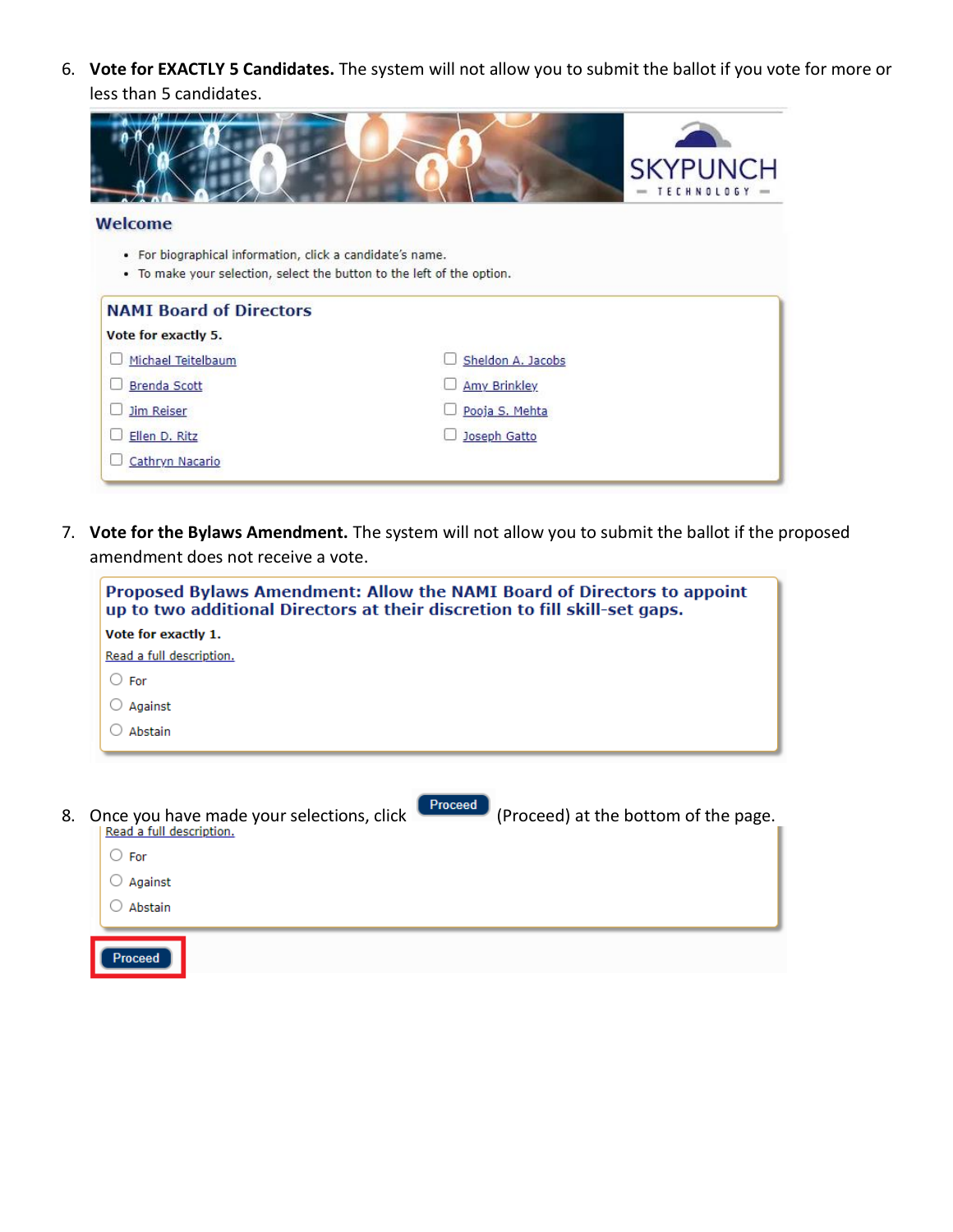6. **Vote for EXACTLY 5 Candidates.** The system will not allow you to submit the ballot if you vote for more or less than 5 candidates.

SKYPUNCH TECHNOLOGY

**Welcome**

- For biographical information, click a candidate's name.
- To make your selection, select the button to the left of the option.

**NAMI Board of Directors**

**Vote for exactly 5.**

- ☐ Michael Teitelbaum
- ☐ Brenda Scott
- ☐ Jim Reiser
- ☐ Ellen D. Ritz
- ☐ Cathryn Nacario
- ☐ Sheldon A. Jacobs
- ☐ Amy Brinkley
- ☐ Pooja S. Mehta
- ☐ Joseph Gatto

7. **Vote for the Bylaws Amendment.** The system will not allow you to submit the ballot if the proposed amendment does not receive a vote.

**Proposed Bylaws Amendment: Allow the NAMI Board of Directors to appoint up to two additional Directors at their discretion to fill skill-set gaps.**

**Vote for exactly 1.**

Read a full description.

- ○ For
- ○ Against
- ○ Abstain

8. Once you have made your selections, click **Proceed** (Proceed) at the bottom of the page.

Read a full description.

- ○ For
- ○ Against
- ○ Abstain

**Proceed**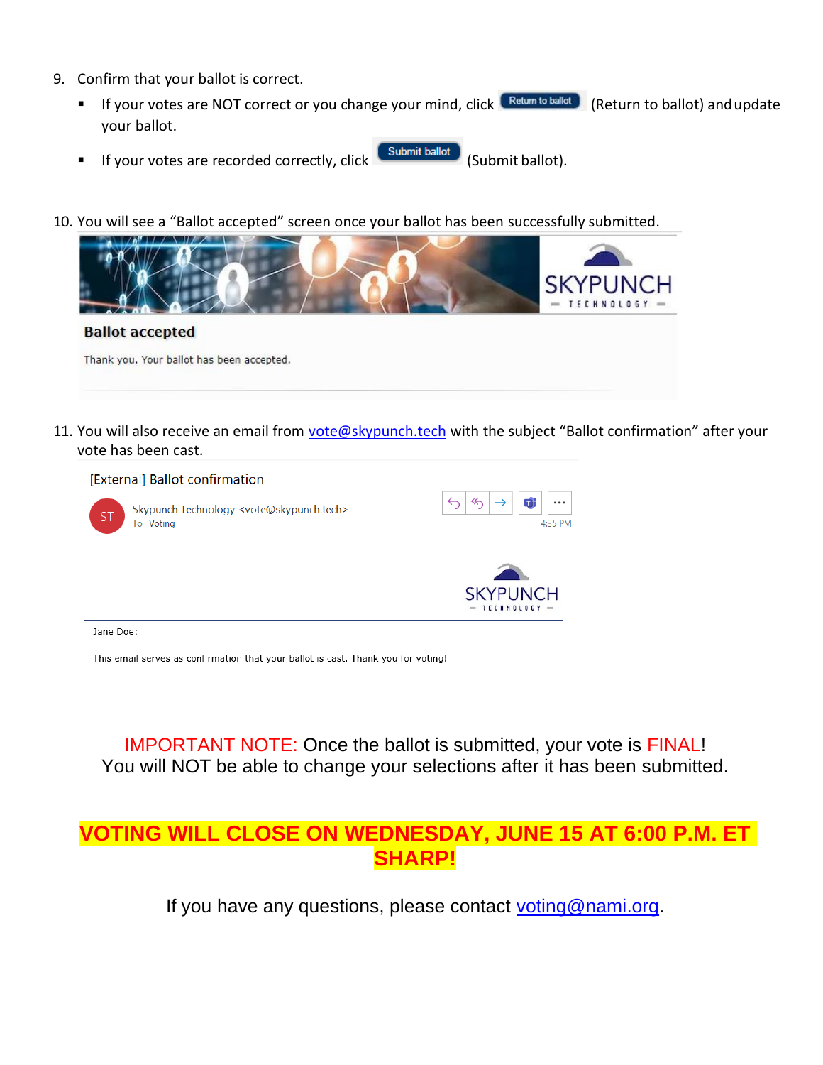9. Confirm that your ballot is correct.
   - If your votes are NOT correct or you change your mind, click Return to ballot (Return to ballot) and update your ballot.
   - If your votes are recorded correctly, click Submit ballot (Submit ballot).

10. You will see a "Ballot accepted" screen once your ballot has been successfully submitted.

    **Ballot accepted**

    Thank you. Your ballot has been accepted.

11. You will also receive an email from vote@skypunch.tech with the subject "Ballot confirmation" after your vote has been cast.

    [External] Ballot confirmation

    Skypunch Technology <vote@skypunch.tech>
    To Voting
    4:35 PM

    Jane Doe:

    This email serves as confirmation that your ballot is cast. Thank you for voting!

IMPORTANT NOTE: Once the ballot is submitted, your vote is FINAL!
You will NOT be able to change your selections after it has been submitted.

**VOTING WILL CLOSE ON WEDNESDAY, JUNE 15 AT 6:00 P.M. ET SHARP!**

If you have any questions, please contact voting@nami.org.